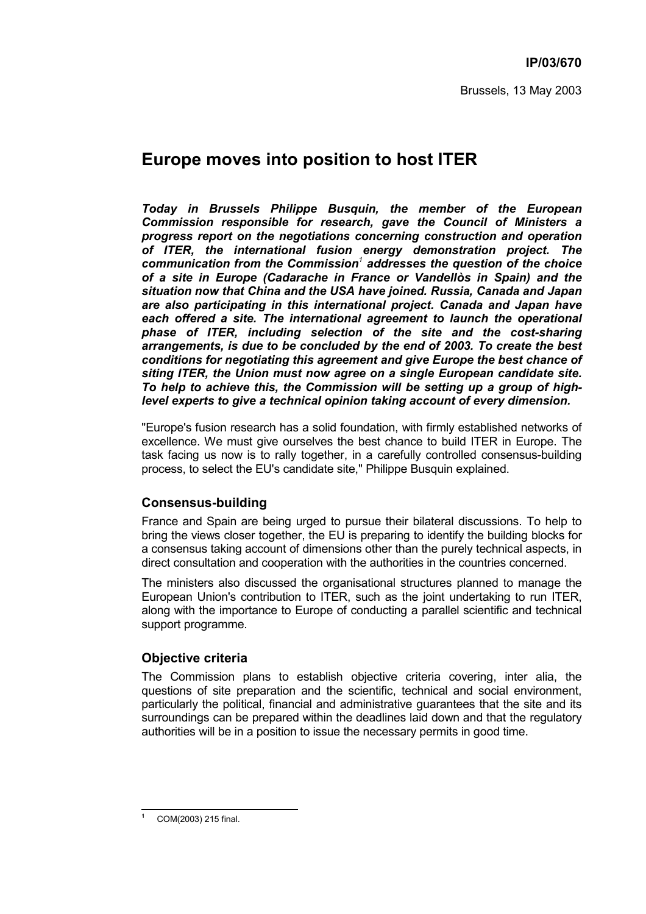**IP/03/670**

Brussels, 13 May 2003

# Europe moves into position to host ITER

***Today in Brussels Philippe Busquin, the member of the European Commission responsible for research, gave the Council of Ministers a progress report on the negotiations concerning construction and operation of ITER, the international fusion energy demonstration project. The communication from the Commission[1] addresses the question of the choice of a site in Europe (Cadarache in France or Vandellòs in Spain) and the situation now that China and the USA have joined. Russia, Canada and Japan are also participating in this international project. Canada and Japan have each offered a site. The international agreement to launch the operational phase of ITER, including selection of the site and the cost-sharing arrangements, is due to be concluded by the end of 2003. To create the best conditions for negotiating this agreement and give Europe the best chance of siting ITER, the Union must now agree on a single European candidate site. To help to achieve this, the Commission will be setting up a group of high-level experts to give a technical opinion taking account of every dimension.***

"Europe's fusion research has a solid foundation, with firmly established networks of excellence. We must give ourselves the best chance to build ITER in Europe. The task facing us now is to rally together, in a carefully controlled consensus-building process, to select the EU's candidate site," Philippe Busquin explained.

### Consensus-building

France and Spain are being urged to pursue their bilateral discussions. To help to bring the views closer together, the EU is preparing to identify the building blocks for a consensus taking account of dimensions other than the purely technical aspects, in direct consultation and cooperation with the authorities in the countries concerned.

The ministers also discussed the organisational structures planned to manage the European Union's contribution to ITER, such as the joint undertaking to run ITER, along with the importance to Europe of conducting a parallel scientific and technical support programme.

### Objective criteria

The Commission plans to establish objective criteria covering, inter alia, the questions of site preparation and the scientific, technical and social environment, particularly the political, financial and administrative guarantees that the site and its surroundings can be prepared within the deadlines laid down and that the regulatory authorities will be in a position to issue the necessary permits in good time.

---

[1] COM(2003) 215 final.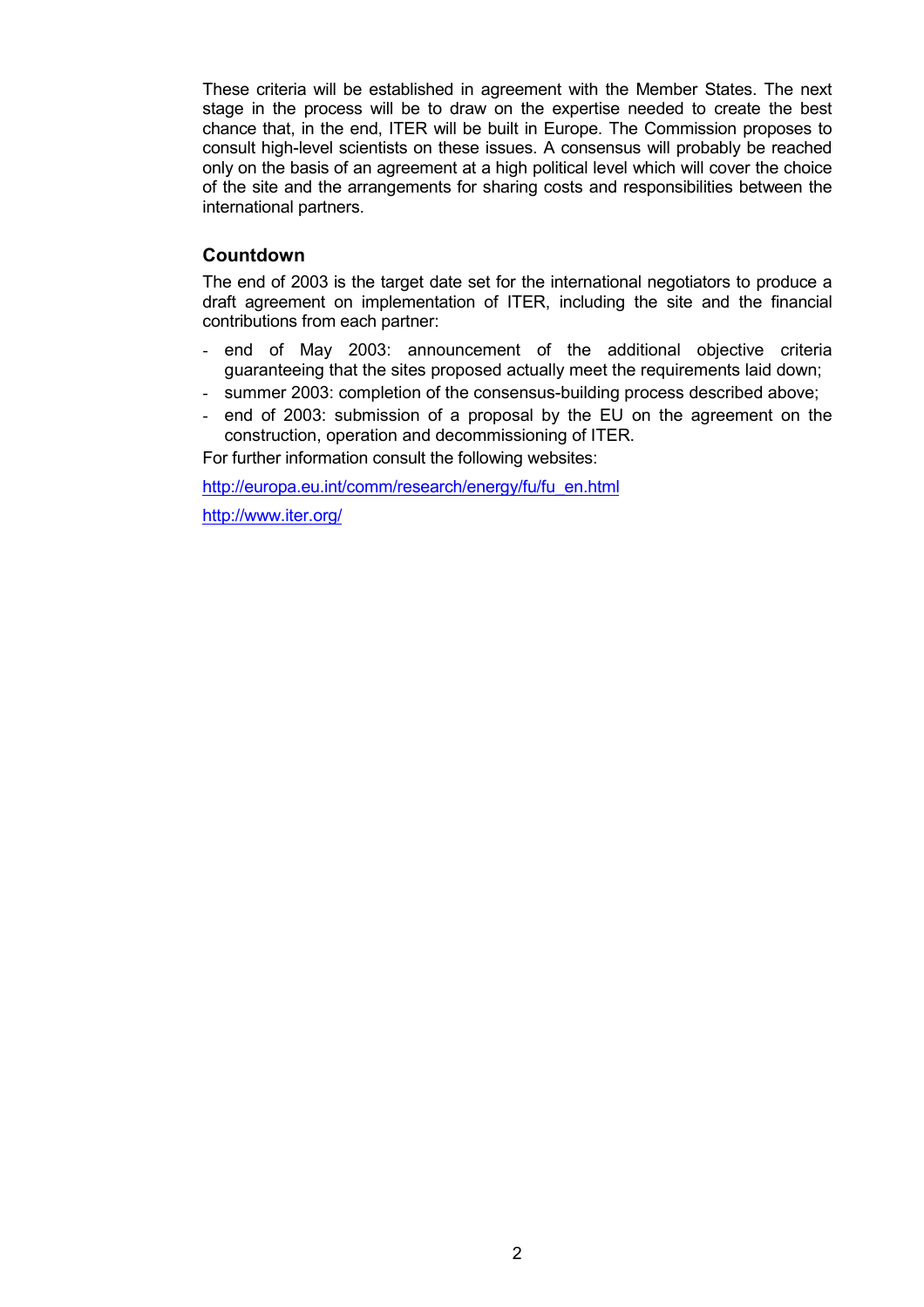These criteria will be established in agreement with the Member States. The next stage in the process will be to draw on the expertise needed to create the best chance that, in the end, ITER will be built in Europe. The Commission proposes to consult high-level scientists on these issues. A consensus will probably be reached only on the basis of an agreement at a high political level which will cover the choice of the site and the arrangements for sharing costs and responsibilities between the international partners.

### Countdown

The end of 2003 is the target date set for the international negotiators to produce a draft agreement on implementation of ITER, including the site and the financial contributions from each partner:

- end of May 2003: announcement of the additional objective criteria guaranteeing that the sites proposed actually meet the requirements laid down;
- summer 2003: completion of the consensus-building process described above;
- end of 2003: submission of a proposal by the EU on the agreement on the construction, operation and decommissioning of ITER.

For further information consult the following websites:

http://europa.eu.int/comm/research/energy/fu/fu_en.html

http://www.iter.org/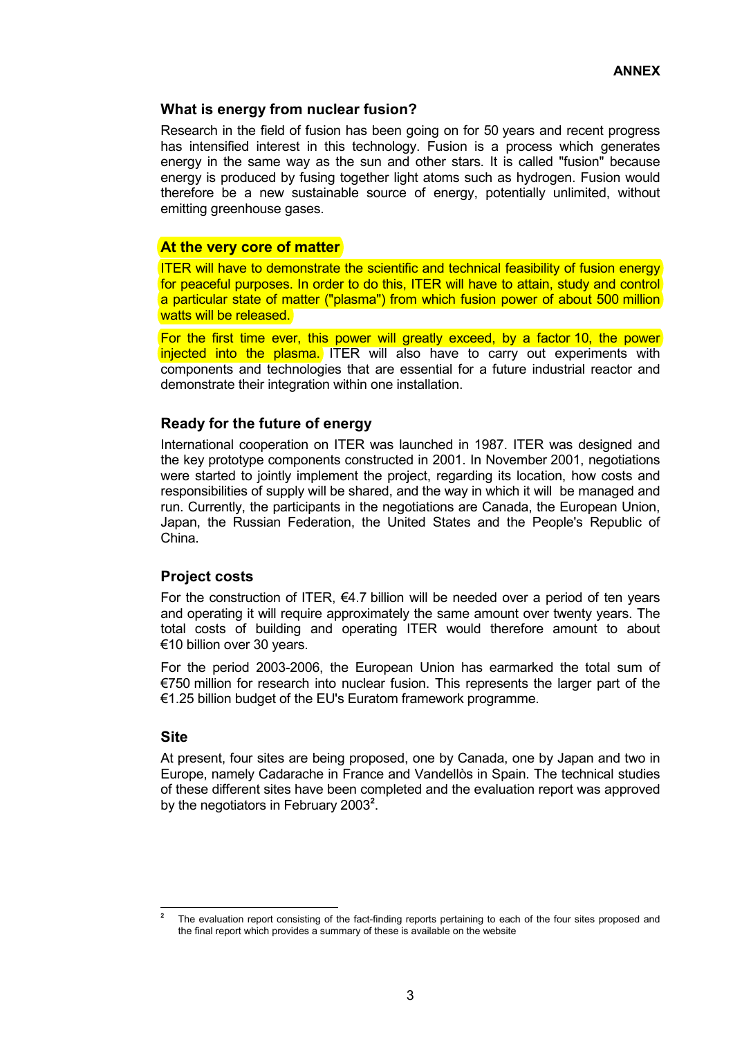**ANNEX**

## What is energy from nuclear fusion?

Research in the field of fusion has been going on for 50 years and recent progress has intensified interest in this technology. Fusion is a process which generates energy in the same way as the sun and other stars. It is called "fusion" because energy is produced by fusing together light atoms such as hydrogen. Fusion would therefore be a new sustainable source of energy, potentially unlimited, without emitting greenhouse gases.

## At the very core of matter

ITER will have to demonstrate the scientific and technical feasibility of fusion energy for peaceful purposes. In order to do this, ITER will have to attain, study and control a particular state of matter ("plasma") from which fusion power of about 500 million watts will be released.

For the first time ever, this power will greatly exceed, by a factor 10, the power injected into the plasma. ITER will also have to carry out experiments with components and technologies that are essential for a future industrial reactor and demonstrate their integration within one installation.

## Ready for the future of energy

International cooperation on ITER was launched in 1987. ITER was designed and the key prototype components constructed in 2001. In November 2001, negotiations were started to jointly implement the project, regarding its location, how costs and responsibilities of supply will be shared, and the way in which it will be managed and run. Currently, the participants in the negotiations are Canada, the European Union, Japan, the Russian Federation, the United States and the People's Republic of China.

## Project costs

For the construction of ITER, €4.7 billion will be needed over a period of ten years and operating it will require approximately the same amount over twenty years. The total costs of building and operating ITER would therefore amount to about €10 billion over 30 years.

For the period 2003-2006, the European Union has earmarked the total sum of €750 million for research into nuclear fusion. This represents the larger part of the €1.25 billion budget of the EU's Euratom framework programme.

## Site

At present, four sites are being proposed, one by Canada, one by Japan and two in Europe, namely Cadarache in France and Vandellòs in Spain. The technical studies of these different sites have been completed and the evaluation report was approved by the negotiators in February 2003[2].

---

[2] The evaluation report consisting of the fact-finding reports pertaining to each of the four sites proposed and the final report which provides a summary of these is available on the website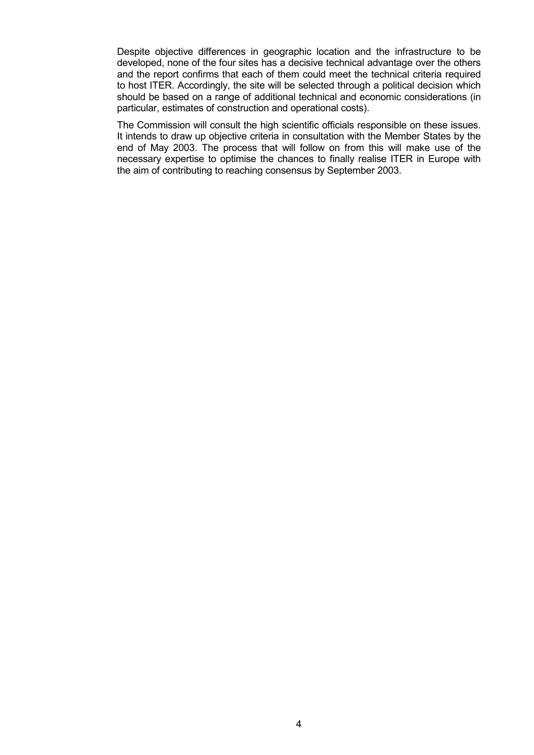Despite objective differences in geographic location and the infrastructure to be developed, none of the four sites has a decisive technical advantage over the others and the report confirms that each of them could meet the technical criteria required to host ITER. Accordingly, the site will be selected through a political decision which should be based on a range of additional technical and economic considerations (in particular, estimates of construction and operational costs).

The Commission will consult the high scientific officials responsible on these issues. It intends to draw up objective criteria in consultation with the Member States by the end of May 2003. The process that will follow on from this will make use of the necessary expertise to optimise the chances to finally realise ITER in Europe with the aim of contributing to reaching consensus by September 2003.